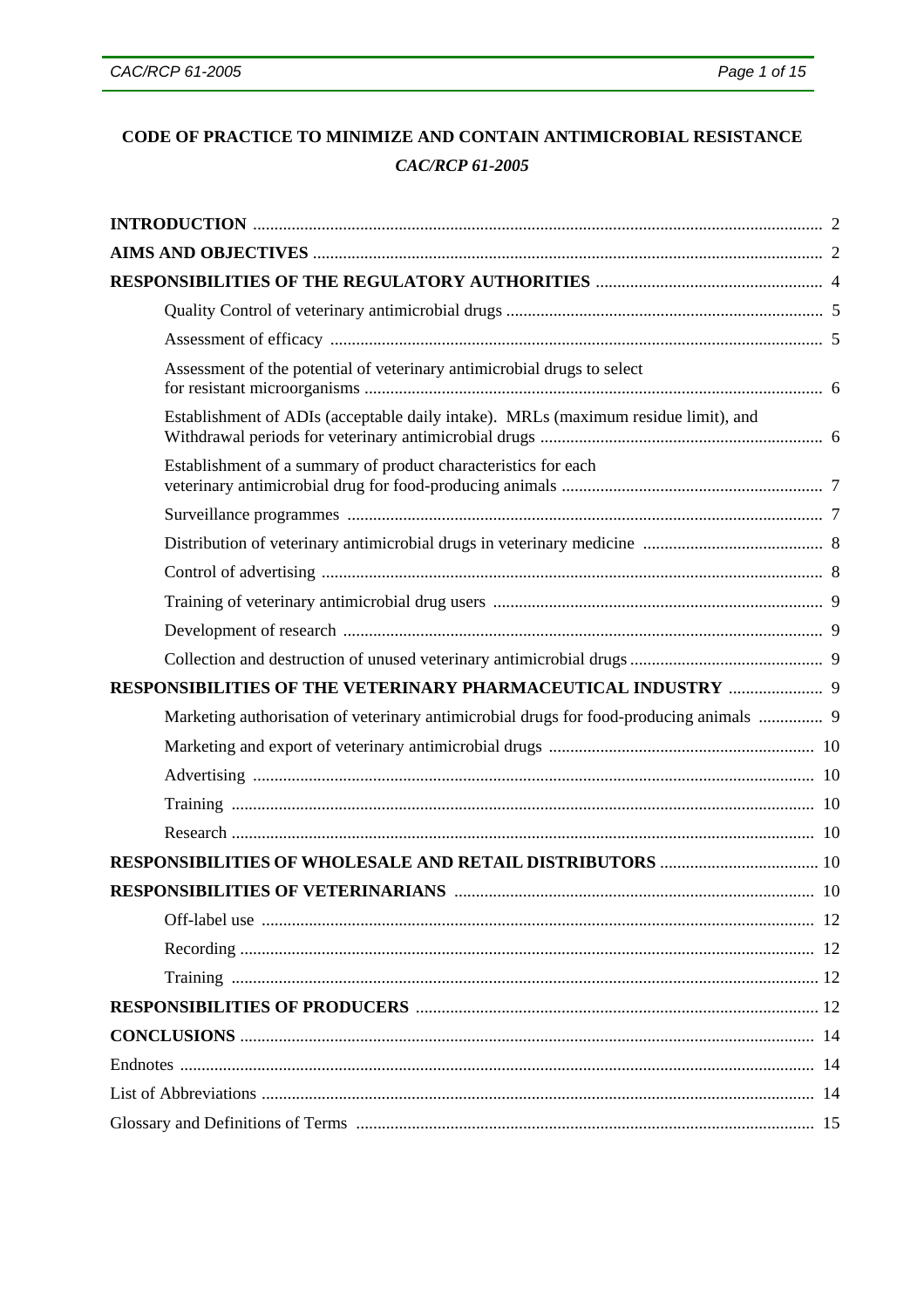# CODE OF PRACTICE TO MINIMIZE AND CONTAIN ANTIMICROBIAL RESISTANCE

***CAC/RCP 61-2005***

| | |
|---|---|
| **INTRODUCTION** | 2 |
| **AIMS AND OBJECTIVES** | 2 |
| **RESPONSIBILITIES OF THE REGULATORY AUTHORITIES** | 4 |
| Quality Control of veterinary antimicrobial drugs | 5 |
| Assessment of efficacy | 5 |
| Assessment of the potential of veterinary antimicrobial drugs to select for resistant microorganisms | 6 |
| Establishment of ADIs (acceptable daily intake). MRLs (maximum residue limit), and Withdrawal periods for veterinary antimicrobial drugs | 6 |
| Establishment of a summary of product characteristics for each veterinary antimicrobial drug for food-producing animals | 7 |
| Surveillance programmes | 7 |
| Distribution of veterinary antimicrobial drugs in veterinary medicine | 8 |
| Control of advertising | 8 |
| Training of veterinary antimicrobial drug users | 9 |
| Development of research | 9 |
| Collection and destruction of unused veterinary antimicrobial drugs | 9 |
| **RESPONSIBILITIES OF THE VETERINARY PHARMACEUTICAL INDUSTRY** | 9 |
| Marketing authorisation of veterinary antimicrobial drugs for food-producing animals | 9 |
| Marketing and export of veterinary antimicrobial drugs | 10 |
| Advertising | 10 |
| Training | 10 |
| Research | 10 |
| **RESPONSIBILITIES OF WHOLESALE AND RETAIL DISTRIBUTORS** | 10 |
| **RESPONSIBILITIES OF VETERINARIANS** | 10 |
| Off-label use | 12 |
| Recording | 12 |
| Training | 12 |
| **RESPONSIBILITIES OF PRODUCERS** | 12 |
| **CONCLUSIONS** | 14 |
| Endnotes | 14 |
| List of Abbreviations | 14 |
| Glossary and Definitions of Terms | 15 |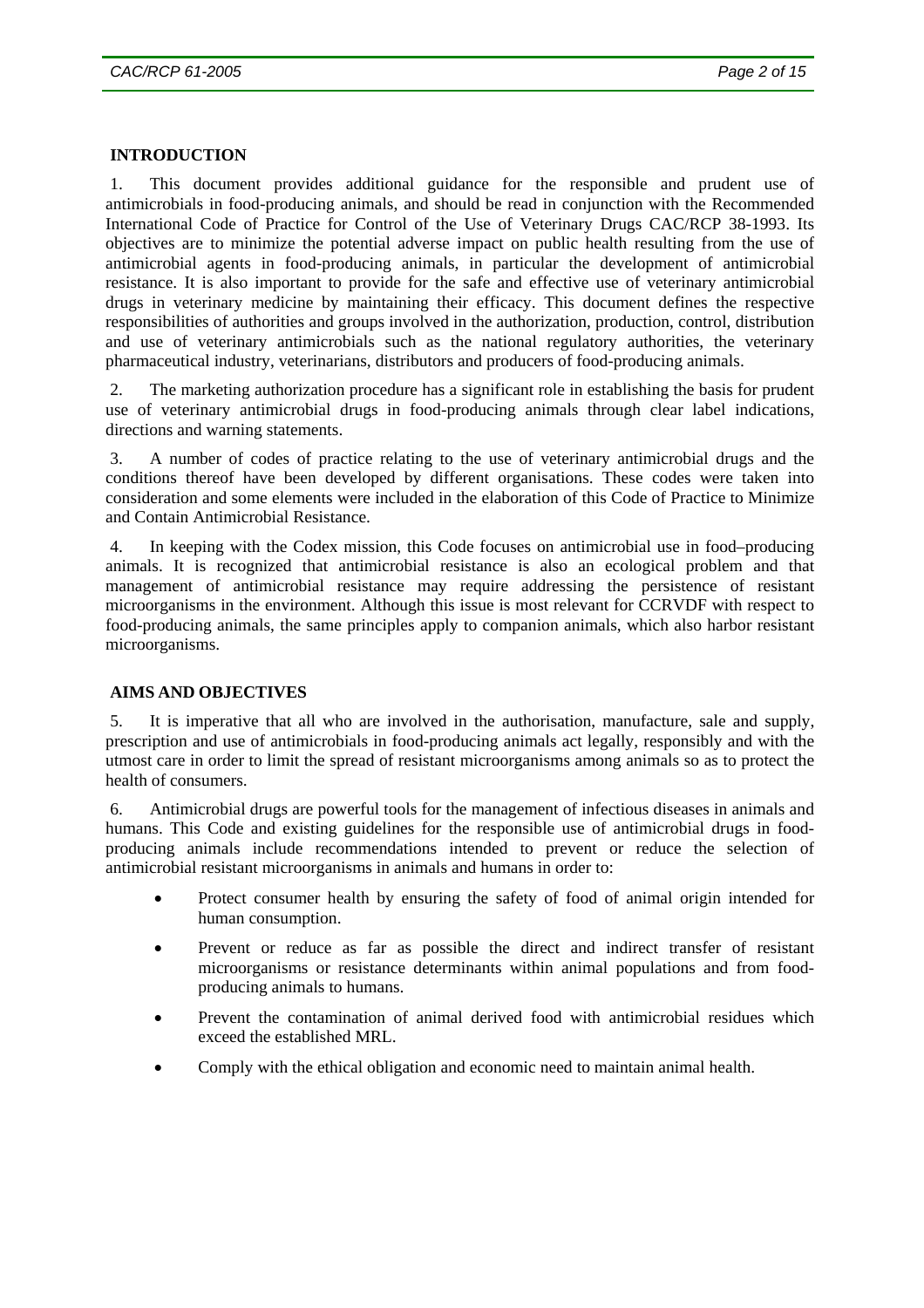## INTRODUCTION

1. This document provides additional guidance for the responsible and prudent use of antimicrobials in food-producing animals, and should be read in conjunction with the Recommended International Code of Practice for Control of the Use of Veterinary Drugs CAC/RCP 38-1993. Its objectives are to minimize the potential adverse impact on public health resulting from the use of antimicrobial agents in food-producing animals, in particular the development of antimicrobial resistance. It is also important to provide for the safe and effective use of veterinary antimicrobial drugs in veterinary medicine by maintaining their efficacy. This document defines the respective responsibilities of authorities and groups involved in the authorization, production, control, distribution and use of veterinary antimicrobials such as the national regulatory authorities, the veterinary pharmaceutical industry, veterinarians, distributors and producers of food-producing animals.

2. The marketing authorization procedure has a significant role in establishing the basis for prudent use of veterinary antimicrobial drugs in food-producing animals through clear label indications, directions and warning statements.

3. A number of codes of practice relating to the use of veterinary antimicrobial drugs and the conditions thereof have been developed by different organisations. These codes were taken into consideration and some elements were included in the elaboration of this Code of Practice to Minimize and Contain Antimicrobial Resistance.

4. In keeping with the Codex mission, this Code focuses on antimicrobial use in food–producing animals. It is recognized that antimicrobial resistance is also an ecological problem and that management of antimicrobial resistance may require addressing the persistence of resistant microorganisms in the environment. Although this issue is most relevant for CCRVDF with respect to food-producing animals, the same principles apply to companion animals, which also harbor resistant microorganisms.

## AIMS AND OBJECTIVES

5. It is imperative that all who are involved in the authorisation, manufacture, sale and supply, prescription and use of antimicrobials in food-producing animals act legally, responsibly and with the utmost care in order to limit the spread of resistant microorganisms among animals so as to protect the health of consumers.

6. Antimicrobial drugs are powerful tools for the management of infectious diseases in animals and humans. This Code and existing guidelines for the responsible use of antimicrobial drugs in food-producing animals include recommendations intended to prevent or reduce the selection of antimicrobial resistant microorganisms in animals and humans in order to:

- Protect consumer health by ensuring the safety of food of animal origin intended for human consumption.
- Prevent or reduce as far as possible the direct and indirect transfer of resistant microorganisms or resistance determinants within animal populations and from food-producing animals to humans.
- Prevent the contamination of animal derived food with antimicrobial residues which exceed the established MRL.
- Comply with the ethical obligation and economic need to maintain animal health.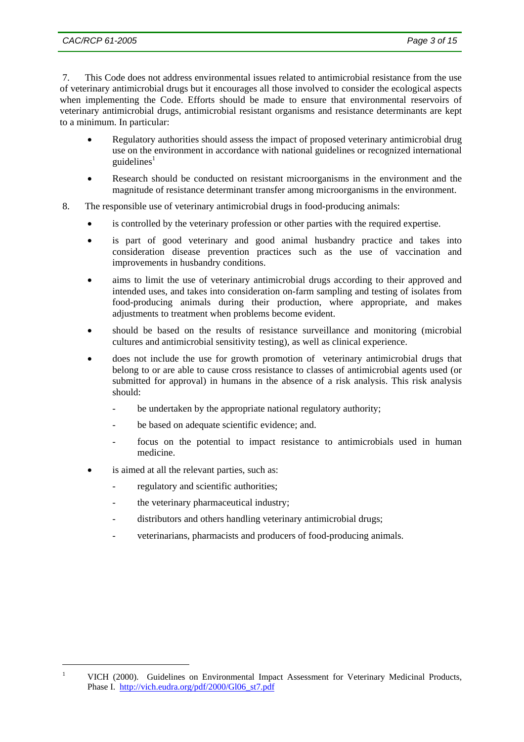7. This Code does not address environmental issues related to antimicrobial resistance from the use of veterinary antimicrobial drugs but it encourages all those involved to consider the ecological aspects when implementing the Code. Efforts should be made to ensure that environmental reservoirs of veterinary antimicrobial drugs, antimicrobial resistant organisms and resistance determinants are kept to a minimum. In particular:

- Regulatory authorities should assess the impact of proposed veterinary antimicrobial drug use on the environment in accordance with national guidelines or recognized international guidelines[1]
- Research should be conducted on resistant microorganisms in the environment and the magnitude of resistance determinant transfer among microorganisms in the environment.

8. The responsible use of veterinary antimicrobial drugs in food-producing animals:

- is controlled by the veterinary profession or other parties with the required expertise.
- is part of good veterinary and good animal husbandry practice and takes into consideration disease prevention practices such as the use of vaccination and improvements in husbandry conditions.
- aims to limit the use of veterinary antimicrobial drugs according to their approved and intended uses, and takes into consideration on-farm sampling and testing of isolates from food-producing animals during their production, where appropriate, and makes adjustments to treatment when problems become evident.
- should be based on the results of resistance surveillance and monitoring (microbial cultures and antimicrobial sensitivity testing), as well as clinical experience.
- does not include the use for growth promotion of veterinary antimicrobial drugs that belong to or are able to cause cross resistance to classes of antimicrobial agents used (or submitted for approval) in humans in the absence of a risk analysis. This risk analysis should:
    - be undertaken by the appropriate national regulatory authority;
    - be based on adequate scientific evidence; and.
    - focus on the potential to impact resistance to antimicrobials used in human medicine.
- is aimed at all the relevant parties, such as:
    - regulatory and scientific authorities;
    - the veterinary pharmaceutical industry;
    - distributors and others handling veterinary antimicrobial drugs;
    - veterinarians, pharmacists and producers of food-producing animals.

---

[1] VICH (2000). Guidelines on Environmental Impact Assessment for Veterinary Medicinal Products, Phase I. http://vich.eudra.org/pdf/2000/Gl06_st7.pdf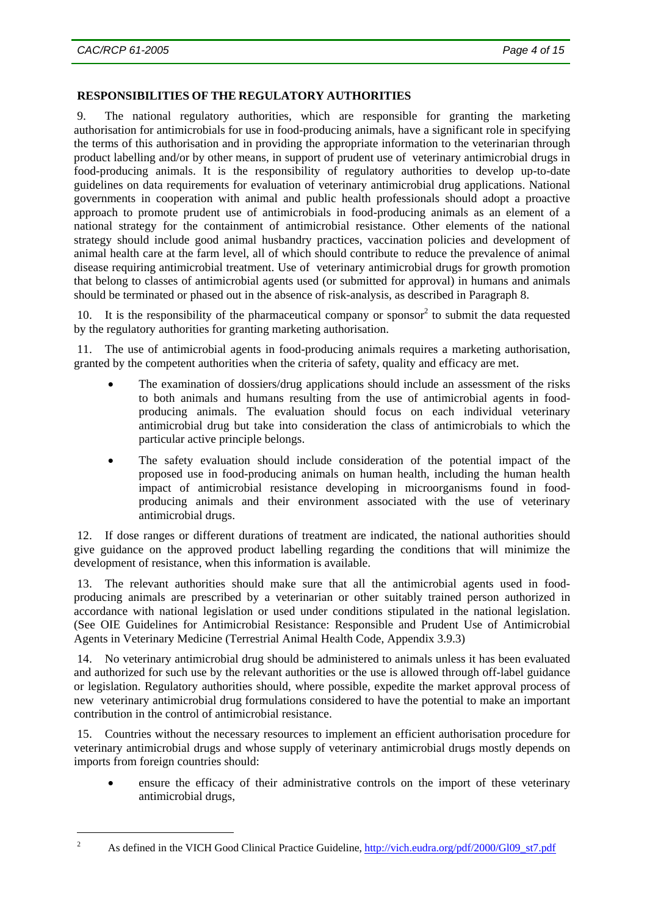**RESPONSIBILITIES OF THE REGULATORY AUTHORITIES**

9. The national regulatory authorities, which are responsible for granting the marketing authorisation for antimicrobials for use in food-producing animals, have a significant role in specifying the terms of this authorisation and in providing the appropriate information to the veterinarian through product labelling and/or by other means, in support of prudent use of veterinary antimicrobial drugs in food-producing animals. It is the responsibility of regulatory authorities to develop up-to-date guidelines on data requirements for evaluation of veterinary antimicrobial drug applications. National governments in cooperation with animal and public health professionals should adopt a proactive approach to promote prudent use of antimicrobials in food-producing animals as an element of a national strategy for the containment of antimicrobial resistance. Other elements of the national strategy should include good animal husbandry practices, vaccination policies and development of animal health care at the farm level, all of which should contribute to reduce the prevalence of animal disease requiring antimicrobial treatment. Use of veterinary antimicrobial drugs for growth promotion that belong to classes of antimicrobial agents used (or submitted for approval) in humans and animals should be terminated or phased out in the absence of risk-analysis, as described in Paragraph 8.

10. It is the responsibility of the pharmaceutical company or sponsor[2] to submit the data requested by the regulatory authorities for granting marketing authorisation.

11. The use of antimicrobial agents in food-producing animals requires a marketing authorisation, granted by the competent authorities when the criteria of safety, quality and efficacy are met.

- The examination of dossiers/drug applications should include an assessment of the risks to both animals and humans resulting from the use of antimicrobial agents in food-producing animals. The evaluation should focus on each individual veterinary antimicrobial drug but take into consideration the class of antimicrobials to which the particular active principle belongs.
- The safety evaluation should include consideration of the potential impact of the proposed use in food-producing animals on human health, including the human health impact of antimicrobial resistance developing in microorganisms found in food-producing animals and their environment associated with the use of veterinary antimicrobial drugs.

12. If dose ranges or different durations of treatment are indicated, the national authorities should give guidance on the approved product labelling regarding the conditions that will minimize the development of resistance, when this information is available.

13. The relevant authorities should make sure that all the antimicrobial agents used in food-producing animals are prescribed by a veterinarian or other suitably trained person authorized in accordance with national legislation or used under conditions stipulated in the national legislation. (See OIE Guidelines for Antimicrobial Resistance: Responsible and Prudent Use of Antimicrobial Agents in Veterinary Medicine (Terrestrial Animal Health Code, Appendix 3.9.3)

14. No veterinary antimicrobial drug should be administered to animals unless it has been evaluated and authorized for such use by the relevant authorities or the use is allowed through off-label guidance or legislation. Regulatory authorities should, where possible, expedite the market approval process of new veterinary antimicrobial drug formulations considered to have the potential to make an important contribution in the control of antimicrobial resistance.

15. Countries without the necessary resources to implement an efficient authorisation procedure for veterinary antimicrobial drugs and whose supply of veterinary antimicrobial drugs mostly depends on imports from foreign countries should:

- ensure the efficacy of their administrative controls on the import of these veterinary antimicrobial drugs,

---

[2] As defined in the VICH Good Clinical Practice Guideline, http://vich.eudra.org/pdf/2000/Gl09_st7.pdf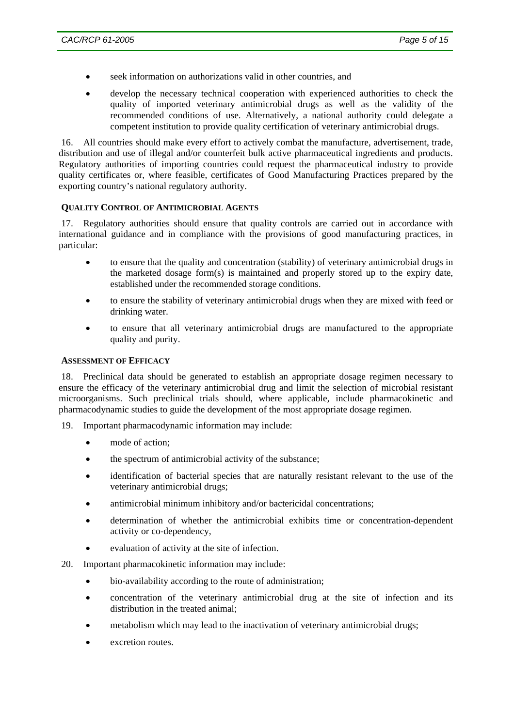- seek information on authorizations valid in other countries, and
- develop the necessary technical cooperation with experienced authorities to check the quality of imported veterinary antimicrobial drugs as well as the validity of the recommended conditions of use. Alternatively, a national authority could delegate a competent institution to provide quality certification of veterinary antimicrobial drugs.

16. All countries should make every effort to actively combat the manufacture, advertisement, trade, distribution and use of illegal and/or counterfeit bulk active pharmaceutical ingredients and products. Regulatory authorities of importing countries could request the pharmaceutical industry to provide quality certificates or, where feasible, certificates of Good Manufacturing Practices prepared by the exporting country's national regulatory authority.

**QUALITY CONTROL OF ANTIMICROBIAL AGENTS**

17. Regulatory authorities should ensure that quality controls are carried out in accordance with international guidance and in compliance with the provisions of good manufacturing practices, in particular:

- to ensure that the quality and concentration (stability) of veterinary antimicrobial drugs in the marketed dosage form(s) is maintained and properly stored up to the expiry date, established under the recommended storage conditions.
- to ensure the stability of veterinary antimicrobial drugs when they are mixed with feed or drinking water.
- to ensure that all veterinary antimicrobial drugs are manufactured to the appropriate quality and purity.

**ASSESSMENT OF EFFICACY**

18. Preclinical data should be generated to establish an appropriate dosage regimen necessary to ensure the efficacy of the veterinary antimicrobial drug and limit the selection of microbial resistant microorganisms. Such preclinical trials should, where applicable, include pharmacokinetic and pharmacodynamic studies to guide the development of the most appropriate dosage regimen.

19. Important pharmacodynamic information may include:

- mode of action;
- the spectrum of antimicrobial activity of the substance;
- identification of bacterial species that are naturally resistant relevant to the use of the veterinary antimicrobial drugs;
- antimicrobial minimum inhibitory and/or bactericidal concentrations;
- determination of whether the antimicrobial exhibits time or concentration-dependent activity or co-dependency,
- evaluation of activity at the site of infection.

20. Important pharmacokinetic information may include:

- bio-availability according to the route of administration;
- concentration of the veterinary antimicrobial drug at the site of infection and its distribution in the treated animal;
- metabolism which may lead to the inactivation of veterinary antimicrobial drugs;
- excretion routes.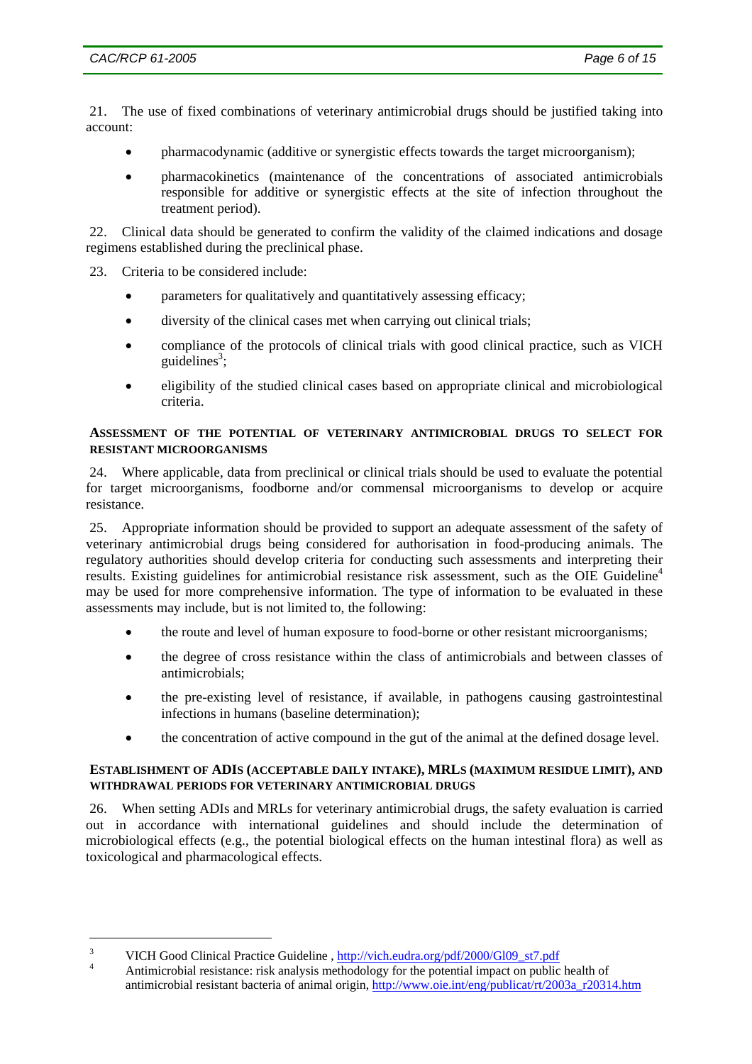21. The use of fixed combinations of veterinary antimicrobial drugs should be justified taking into account:

- pharmacodynamic (additive or synergistic effects towards the target microorganism);
- pharmacokinetics (maintenance of the concentrations of associated antimicrobials responsible for additive or synergistic effects at the site of infection throughout the treatment period).

22. Clinical data should be generated to confirm the validity of the claimed indications and dosage regimens established during the preclinical phase.

23. Criteria to be considered include:

- parameters for qualitatively and quantitatively assessing efficacy;
- diversity of the clinical cases met when carrying out clinical trials;
- compliance of the protocols of clinical trials with good clinical practice, such as VICH guidelines[3];
- eligibility of the studied clinical cases based on appropriate clinical and microbiological criteria.

### ASSESSMENT OF THE POTENTIAL OF VETERINARY ANTIMICROBIAL DRUGS TO SELECT FOR RESISTANT MICROORGANISMS

24. Where applicable, data from preclinical or clinical trials should be used to evaluate the potential for target microorganisms, foodborne and/or commensal microorganisms to develop or acquire resistance.

25. Appropriate information should be provided to support an adequate assessment of the safety of veterinary antimicrobial drugs being considered for authorisation in food-producing animals. The regulatory authorities should develop criteria for conducting such assessments and interpreting their results. Existing guidelines for antimicrobial resistance risk assessment, such as the OIE Guideline[4] may be used for more comprehensive information. The type of information to be evaluated in these assessments may include, but is not limited to, the following:

- the route and level of human exposure to food-borne or other resistant microorganisms;
- the degree of cross resistance within the class of antimicrobials and between classes of antimicrobials;
- the pre-existing level of resistance, if available, in pathogens causing gastrointestinal infections in humans (baseline determination);
- the concentration of active compound in the gut of the animal at the defined dosage level.

### ESTABLISHMENT OF ADIS (ACCEPTABLE DAILY INTAKE), MRLS (MAXIMUM RESIDUE LIMIT), AND WITHDRAWAL PERIODS FOR VETERINARY ANTIMICROBIAL DRUGS

26. When setting ADIs and MRLs for veterinary antimicrobial drugs, the safety evaluation is carried out in accordance with international guidelines and should include the determination of microbiological effects (e.g., the potential biological effects on the human intestinal flora) as well as toxicological and pharmacological effects.

---

[3] VICH Good Clinical Practice Guideline , http://vich.eudra.org/pdf/2000/Gl09_st7.pdf

[4] Antimicrobial resistance: risk analysis methodology for the potential impact on public health of antimicrobial resistant bacteria of animal origin, http://www.oie.int/eng/publicat/rt/2003a_r20314.htm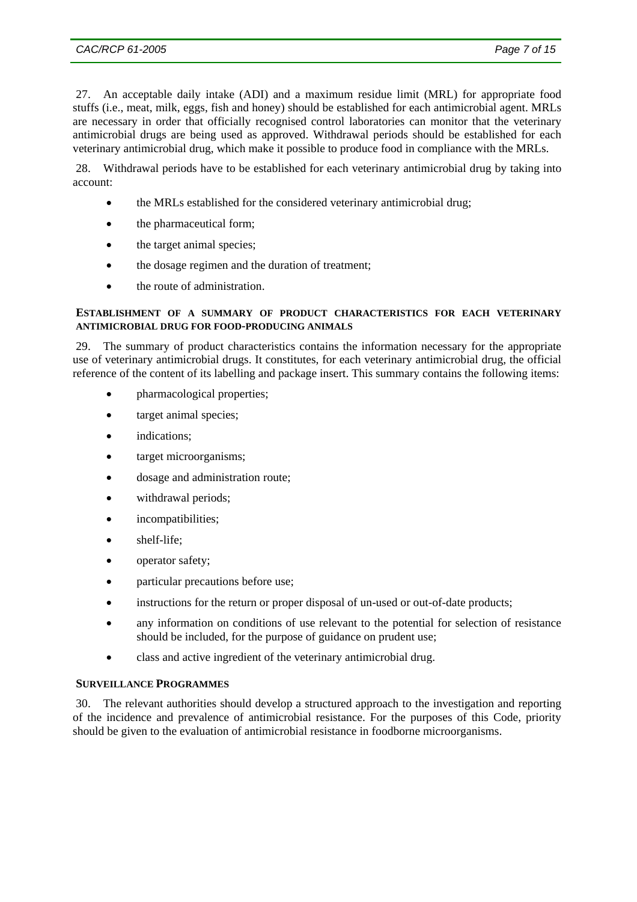27. An acceptable daily intake (ADI) and a maximum residue limit (MRL) for appropriate food stuffs (i.e., meat, milk, eggs, fish and honey) should be established for each antimicrobial agent. MRLs are necessary in order that officially recognised control laboratories can monitor that the veterinary antimicrobial drugs are being used as approved. Withdrawal periods should be established for each veterinary antimicrobial drug, which make it possible to produce food in compliance with the MRLs.

28. Withdrawal periods have to be established for each veterinary antimicrobial drug by taking into account:

- the MRLs established for the considered veterinary antimicrobial drug;
- the pharmaceutical form;
- the target animal species;
- the dosage regimen and the duration of treatment;
- the route of administration.

**ESTABLISHMENT OF A SUMMARY OF PRODUCT CHARACTERISTICS FOR EACH VETERINARY ANTIMICROBIAL DRUG FOR FOOD-PRODUCING ANIMALS**

29. The summary of product characteristics contains the information necessary for the appropriate use of veterinary antimicrobial drugs. It constitutes, for each veterinary antimicrobial drug, the official reference of the content of its labelling and package insert. This summary contains the following items:

- pharmacological properties;
- target animal species;
- indications;
- target microorganisms;
- dosage and administration route;
- withdrawal periods;
- incompatibilities;
- shelf-life;
- operator safety;
- particular precautions before use;
- instructions for the return or proper disposal of un-used or out-of-date products;
- any information on conditions of use relevant to the potential for selection of resistance should be included, for the purpose of guidance on prudent use;
- class and active ingredient of the veterinary antimicrobial drug.

**SURVEILLANCE PROGRAMMES**

30. The relevant authorities should develop a structured approach to the investigation and reporting of the incidence and prevalence of antimicrobial resistance. For the purposes of this Code, priority should be given to the evaluation of antimicrobial resistance in foodborne microorganisms.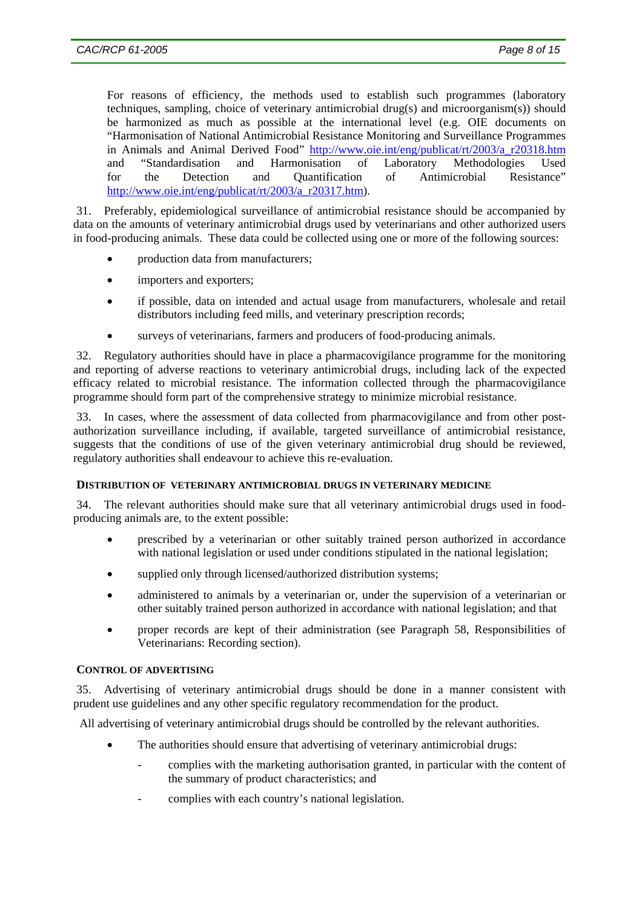For reasons of efficiency, the methods used to establish such programmes (laboratory techniques, sampling, choice of veterinary antimicrobial drug(s) and microorganism(s)) should be harmonized as much as possible at the international level (e.g. OIE documents on "Harmonisation of National Antimicrobial Resistance Monitoring and Surveillance Programmes in Animals and Animal Derived Food" http://www.oie.int/eng/publicat/rt/2003/a_r20318.htm and "Standardisation and Harmonisation of Laboratory Methodologies Used for the Detection and Quantification of Antimicrobial Resistance" http://www.oie.int/eng/publicat/rt/2003/a_r20317.htm).

31. Preferably, epidemiological surveillance of antimicrobial resistance should be accompanied by data on the amounts of veterinary antimicrobial drugs used by veterinarians and other authorized users in food-producing animals. These data could be collected using one or more of the following sources:

- production data from manufacturers;
- importers and exporters;
- if possible, data on intended and actual usage from manufacturers, wholesale and retail distributors including feed mills, and veterinary prescription records;
- surveys of veterinarians, farmers and producers of food-producing animals.

32. Regulatory authorities should have in place a pharmacovigilance programme for the monitoring and reporting of adverse reactions to veterinary antimicrobial drugs, including lack of the expected efficacy related to microbial resistance. The information collected through the pharmacovigilance programme should form part of the comprehensive strategy to minimize microbial resistance.

33. In cases, where the assessment of data collected from pharmacovigilance and from other post-authorization surveillance including, if available, targeted surveillance of antimicrobial resistance, suggests that the conditions of use of the given veterinary antimicrobial drug should be reviewed, regulatory authorities shall endeavour to achieve this re-evaluation.

#### DISTRIBUTION OF VETERINARY ANTIMICROBIAL DRUGS IN VETERINARY MEDICINE

34. The relevant authorities should make sure that all veterinary antimicrobial drugs used in food-producing animals are, to the extent possible:

- prescribed by a veterinarian or other suitably trained person authorized in accordance with national legislation or used under conditions stipulated in the national legislation;
- supplied only through licensed/authorized distribution systems;
- administered to animals by a veterinarian or, under the supervision of a veterinarian or other suitably trained person authorized in accordance with national legislation; and that
- proper records are kept of their administration (see Paragraph 58, Responsibilities of Veterinarians: Recording section).

#### CONTROL OF ADVERTISING

35. Advertising of veterinary antimicrobial drugs should be done in a manner consistent with prudent use guidelines and any other specific regulatory recommendation for the product.

All advertising of veterinary antimicrobial drugs should be controlled by the relevant authorities.

- The authorities should ensure that advertising of veterinary antimicrobial drugs:
  - complies with the marketing authorisation granted, in particular with the content of the summary of product characteristics; and
  - complies with each country's national legislation.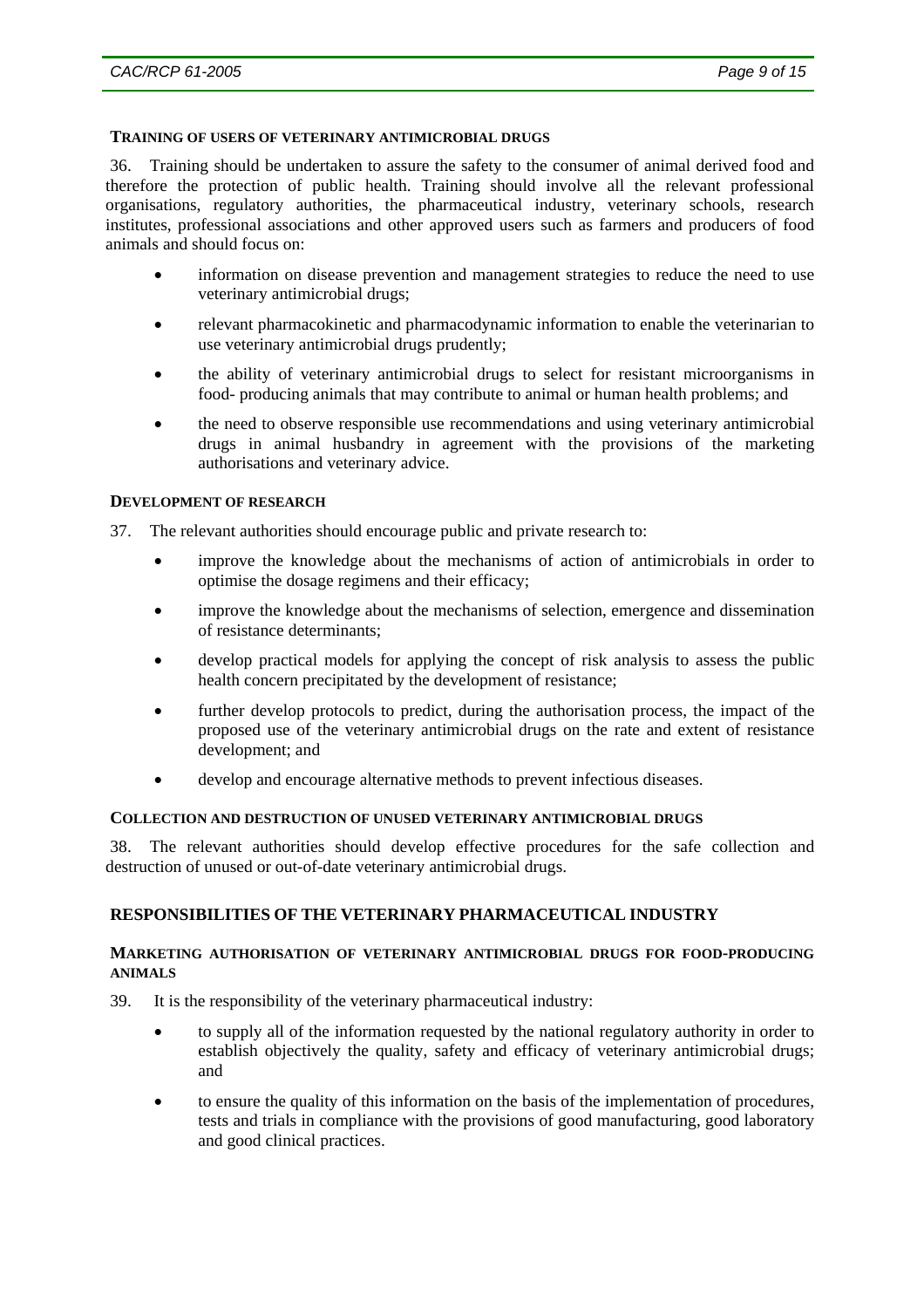#### TRAINING OF USERS OF VETERINARY ANTIMICROBIAL DRUGS

36. Training should be undertaken to assure the safety to the consumer of animal derived food and therefore the protection of public health. Training should involve all the relevant professional organisations, regulatory authorities, the pharmaceutical industry, veterinary schools, research institutes, professional associations and other approved users such as farmers and producers of food animals and should focus on:

- information on disease prevention and management strategies to reduce the need to use veterinary antimicrobial drugs;
- relevant pharmacokinetic and pharmacodynamic information to enable the veterinarian to use veterinary antimicrobial drugs prudently;
- the ability of veterinary antimicrobial drugs to select for resistant microorganisms in food- producing animals that may contribute to animal or human health problems; and
- the need to observe responsible use recommendations and using veterinary antimicrobial drugs in animal husbandry in agreement with the provisions of the marketing authorisations and veterinary advice.

#### DEVELOPMENT OF RESEARCH

37. The relevant authorities should encourage public and private research to:

- improve the knowledge about the mechanisms of action of antimicrobials in order to optimise the dosage regimens and their efficacy;
- improve the knowledge about the mechanisms of selection, emergence and dissemination of resistance determinants;
- develop practical models for applying the concept of risk analysis to assess the public health concern precipitated by the development of resistance;
- further develop protocols to predict, during the authorisation process, the impact of the proposed use of the veterinary antimicrobial drugs on the rate and extent of resistance development; and
- develop and encourage alternative methods to prevent infectious diseases.

#### COLLECTION AND DESTRUCTION OF UNUSED VETERINARY ANTIMICROBIAL DRUGS

38. The relevant authorities should develop effective procedures for the safe collection and destruction of unused or out-of-date veterinary antimicrobial drugs.

### RESPONSIBILITIES OF THE VETERINARY PHARMACEUTICAL INDUSTRY

#### MARKETING AUTHORISATION OF VETERINARY ANTIMICROBIAL DRUGS FOR FOOD-PRODUCING ANIMALS

39. It is the responsibility of the veterinary pharmaceutical industry:

- to supply all of the information requested by the national regulatory authority in order to establish objectively the quality, safety and efficacy of veterinary antimicrobial drugs; and
- to ensure the quality of this information on the basis of the implementation of procedures, tests and trials in compliance with the provisions of good manufacturing, good laboratory and good clinical practices.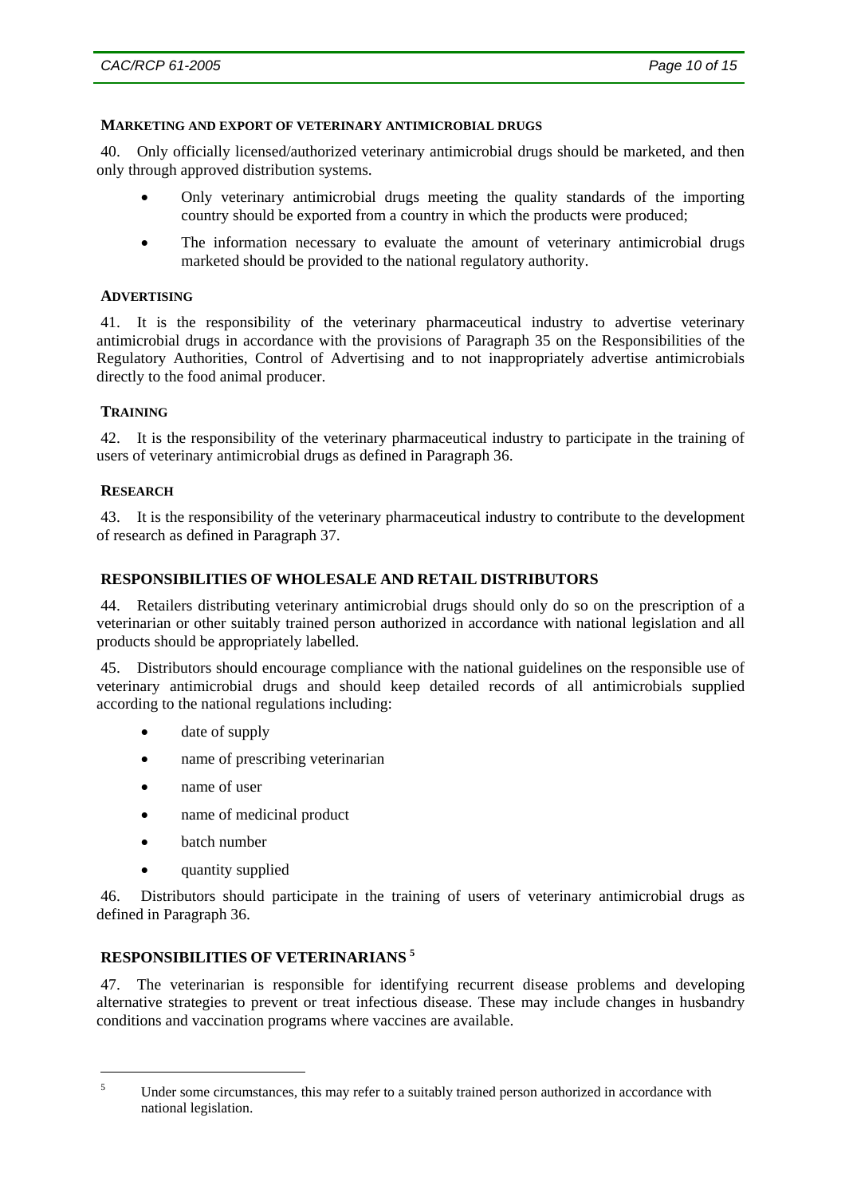**MARKETING AND EXPORT OF VETERINARY ANTIMICROBIAL DRUGS**

40. Only officially licensed/authorized veterinary antimicrobial drugs should be marketed, and then only through approved distribution systems.

- Only veterinary antimicrobial drugs meeting the quality standards of the importing country should be exported from a country in which the products were produced;
- The information necessary to evaluate the amount of veterinary antimicrobial drugs marketed should be provided to the national regulatory authority.

**ADVERTISING**

41. It is the responsibility of the veterinary pharmaceutical industry to advertise veterinary antimicrobial drugs in accordance with the provisions of Paragraph 35 on the Responsibilities of the Regulatory Authorities, Control of Advertising and to not inappropriately advertise antimicrobials directly to the food animal producer.

**TRAINING**

42. It is the responsibility of the veterinary pharmaceutical industry to participate in the training of users of veterinary antimicrobial drugs as defined in Paragraph 36.

**RESEARCH**

43. It is the responsibility of the veterinary pharmaceutical industry to contribute to the development of research as defined in Paragraph 37.

## RESPONSIBILITIES OF WHOLESALE AND RETAIL DISTRIBUTORS

44. Retailers distributing veterinary antimicrobial drugs should only do so on the prescription of a veterinarian or other suitably trained person authorized in accordance with national legislation and all products should be appropriately labelled.

45. Distributors should encourage compliance with the national guidelines on the responsible use of veterinary antimicrobial drugs and should keep detailed records of all antimicrobials supplied according to the national regulations including:

- date of supply
- name of prescribing veterinarian
- name of user
- name of medicinal product
- batch number
- quantity supplied

46. Distributors should participate in the training of users of veterinary antimicrobial drugs as defined in Paragraph 36.

## RESPONSIBILITIES OF VETERINARIANS [5]

47. The veterinarian is responsible for identifying recurrent disease problems and developing alternative strategies to prevent or treat infectious disease. These may include changes in husbandry conditions and vaccination programs where vaccines are available.

---

[5] Under some circumstances, this may refer to a suitably trained person authorized in accordance with national legislation.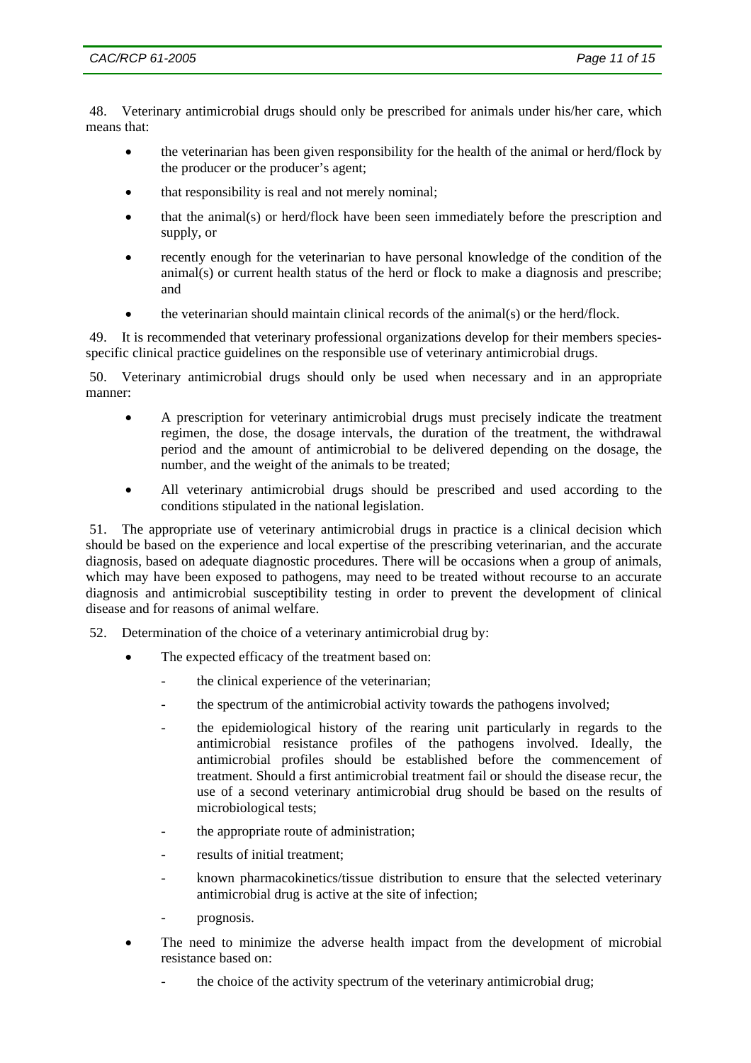48. Veterinary antimicrobial drugs should only be prescribed for animals under his/her care, which means that:

- the veterinarian has been given responsibility for the health of the animal or herd/flock by the producer or the producer's agent;
- that responsibility is real and not merely nominal;
- that the animal(s) or herd/flock have been seen immediately before the prescription and supply, or
- recently enough for the veterinarian to have personal knowledge of the condition of the animal(s) or current health status of the herd or flock to make a diagnosis and prescribe; and
- the veterinarian should maintain clinical records of the animal(s) or the herd/flock.

49. It is recommended that veterinary professional organizations develop for their members species-specific clinical practice guidelines on the responsible use of veterinary antimicrobial drugs.

50. Veterinary antimicrobial drugs should only be used when necessary and in an appropriate manner:

- A prescription for veterinary antimicrobial drugs must precisely indicate the treatment regimen, the dose, the dosage intervals, the duration of the treatment, the withdrawal period and the amount of antimicrobial to be delivered depending on the dosage, the number, and the weight of the animals to be treated;
- All veterinary antimicrobial drugs should be prescribed and used according to the conditions stipulated in the national legislation.

51. The appropriate use of veterinary antimicrobial drugs in practice is a clinical decision which should be based on the experience and local expertise of the prescribing veterinarian, and the accurate diagnosis, based on adequate diagnostic procedures. There will be occasions when a group of animals, which may have been exposed to pathogens, may need to be treated without recourse to an accurate diagnosis and antimicrobial susceptibility testing in order to prevent the development of clinical disease and for reasons of animal welfare.

52. Determination of the choice of a veterinary antimicrobial drug by:

- The expected efficacy of the treatment based on:
  - the clinical experience of the veterinarian;
  - the spectrum of the antimicrobial activity towards the pathogens involved;
  - the epidemiological history of the rearing unit particularly in regards to the antimicrobial resistance profiles of the pathogens involved. Ideally, the antimicrobial profiles should be established before the commencement of treatment. Should a first antimicrobial treatment fail or should the disease recur, the use of a second veterinary antimicrobial drug should be based on the results of microbiological tests;
  - the appropriate route of administration;
  - results of initial treatment;
  - known pharmacokinetics/tissue distribution to ensure that the selected veterinary antimicrobial drug is active at the site of infection;
  - prognosis.
- The need to minimize the adverse health impact from the development of microbial resistance based on:
  - the choice of the activity spectrum of the veterinary antimicrobial drug;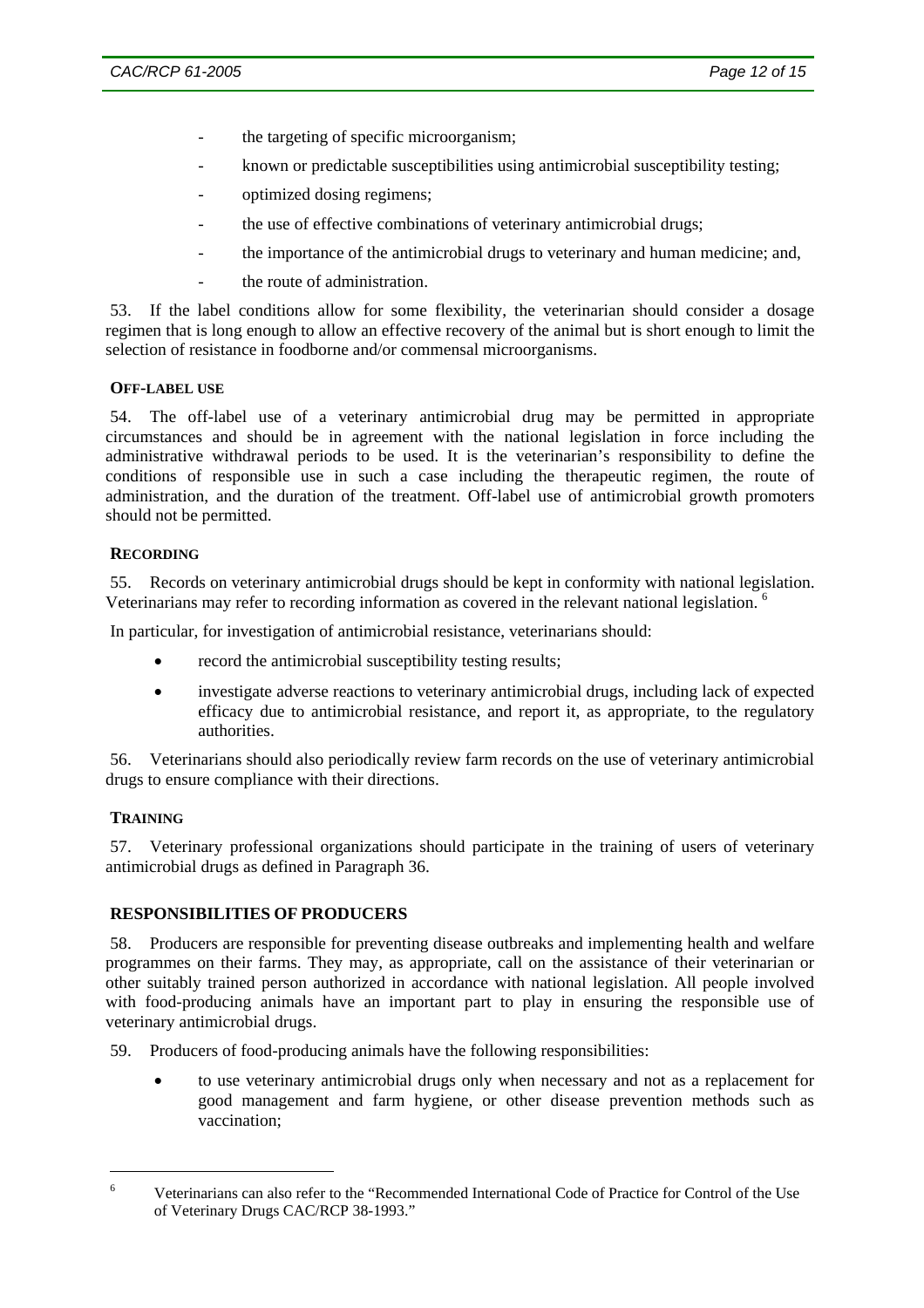- the targeting of specific microorganism;
- known or predictable susceptibilities using antimicrobial susceptibility testing;
- optimized dosing regimens;
- the use of effective combinations of veterinary antimicrobial drugs;
- the importance of the antimicrobial drugs to veterinary and human medicine; and,
- the route of administration.

53. If the label conditions allow for some flexibility, the veterinarian should consider a dosage regimen that is long enough to allow an effective recovery of the animal but is short enough to limit the selection of resistance in foodborne and/or commensal microorganisms.

#### OFF-LABEL USE

54. The off-label use of a veterinary antimicrobial drug may be permitted in appropriate circumstances and should be in agreement with the national legislation in force including the administrative withdrawal periods to be used. It is the veterinarian's responsibility to define the conditions of responsible use in such a case including the therapeutic regimen, the route of administration, and the duration of the treatment. Off-label use of antimicrobial growth promoters should not be permitted.

#### RECORDING

55. Records on veterinary antimicrobial drugs should be kept in conformity with national legislation. Veterinarians may refer to recording information as covered in the relevant national legislation. [6]

In particular, for investigation of antimicrobial resistance, veterinarians should:

- record the antimicrobial susceptibility testing results;
- investigate adverse reactions to veterinary antimicrobial drugs, including lack of expected efficacy due to antimicrobial resistance, and report it, as appropriate, to the regulatory authorities.

56. Veterinarians should also periodically review farm records on the use of veterinary antimicrobial drugs to ensure compliance with their directions.

#### TRAINING

57. Veterinary professional organizations should participate in the training of users of veterinary antimicrobial drugs as defined in Paragraph 36.

### RESPONSIBILITIES OF PRODUCERS

58. Producers are responsible for preventing disease outbreaks and implementing health and welfare programmes on their farms. They may, as appropriate, call on the assistance of their veterinarian or other suitably trained person authorized in accordance with national legislation. All people involved with food-producing animals have an important part to play in ensuring the responsible use of veterinary antimicrobial drugs.

59. Producers of food-producing animals have the following responsibilities:

- to use veterinary antimicrobial drugs only when necessary and not as a replacement for good management and farm hygiene, or other disease prevention methods such as vaccination;

---

[6] Veterinarians can also refer to the "Recommended International Code of Practice for Control of the Use of Veterinary Drugs CAC/RCP 38-1993."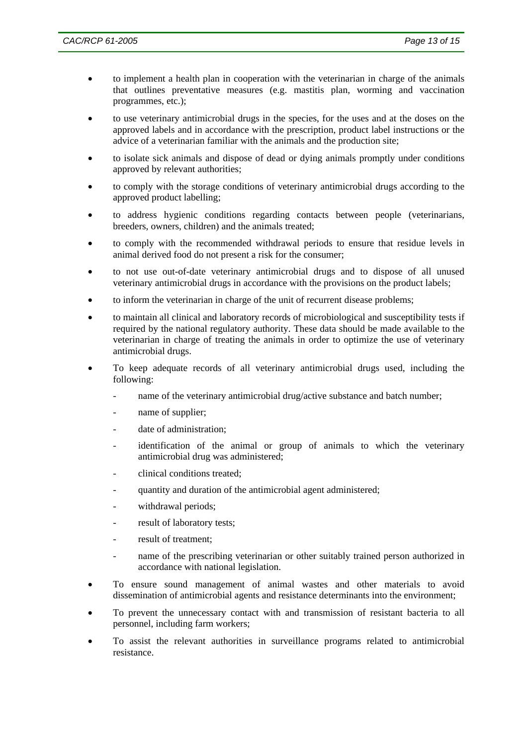- to implement a health plan in cooperation with the veterinarian in charge of the animals that outlines preventative measures (e.g. mastitis plan, worming and vaccination programmes, etc.);
- to use veterinary antimicrobial drugs in the species, for the uses and at the doses on the approved labels and in accordance with the prescription, product label instructions or the advice of a veterinarian familiar with the animals and the production site;
- to isolate sick animals and dispose of dead or dying animals promptly under conditions approved by relevant authorities;
- to comply with the storage conditions of veterinary antimicrobial drugs according to the approved product labelling;
- to address hygienic conditions regarding contacts between people (veterinarians, breeders, owners, children) and the animals treated;
- to comply with the recommended withdrawal periods to ensure that residue levels in animal derived food do not present a risk for the consumer;
- to not use out-of-date veterinary antimicrobial drugs and to dispose of all unused veterinary antimicrobial drugs in accordance with the provisions on the product labels;
- to inform the veterinarian in charge of the unit of recurrent disease problems;
- to maintain all clinical and laboratory records of microbiological and susceptibility tests if required by the national regulatory authority. These data should be made available to the veterinarian in charge of treating the animals in order to optimize the use of veterinary antimicrobial drugs.
- To keep adequate records of all veterinary antimicrobial drugs used, including the following:
  - name of the veterinary antimicrobial drug/active substance and batch number;
  - name of supplier;
  - date of administration;
  - identification of the animal or group of animals to which the veterinary antimicrobial drug was administered;
  - clinical conditions treated;
  - quantity and duration of the antimicrobial agent administered;
  - withdrawal periods;
  - result of laboratory tests;
  - result of treatment;
  - name of the prescribing veterinarian or other suitably trained person authorized in accordance with national legislation.
- To ensure sound management of animal wastes and other materials to avoid dissemination of antimicrobial agents and resistance determinants into the environment;
- To prevent the unnecessary contact with and transmission of resistant bacteria to all personnel, including farm workers;
- To assist the relevant authorities in surveillance programs related to antimicrobial resistance.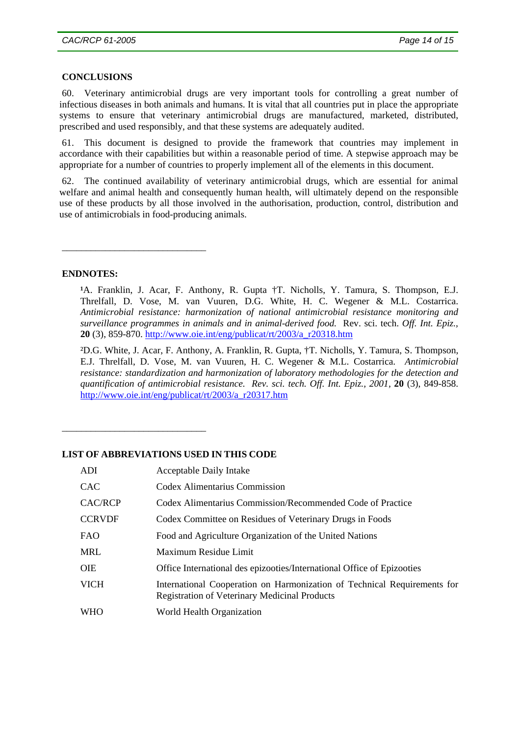## CONCLUSIONS

60. Veterinary antimicrobial drugs are very important tools for controlling a great number of infectious diseases in both animals and humans. It is vital that all countries put in place the appropriate systems to ensure that veterinary antimicrobial drugs are manufactured, marketed, distributed, prescribed and used responsibly, and that these systems are adequately audited.

61. This document is designed to provide the framework that countries may implement in accordance with their capabilities but within a reasonable period of time. A stepwise approach may be appropriate for a number of countries to properly implement all of the elements in this document.

62. The continued availability of veterinary antimicrobial drugs, which are essential for animal welfare and animal health and consequently human health, will ultimately depend on the responsible use of these products by all those involved in the authorisation, production, control, distribution and use of antimicrobials in food-producing animals.

---

## ENDNOTES:

[1]A. Franklin, J. Acar, F. Anthony, R. Gupta †T. Nicholls, Y. Tamura, S. Thompson, E.J. Threlfall, D. Vose, M. van Vuuren, D.G. White, H. C. Wegener & M.L. Costarrica. *Antimicrobial resistance: harmonization of national antimicrobial resistance monitoring and surveillance programmes in animals and in animal-derived food.* Rev. sci. tech. *Off. Int. Epiz.,* **20** (3), 859-870. http://www.oie.int/eng/publicat/rt/2003/a_r20318.htm

[2]D.G. White, J. Acar, F. Anthony, A. Franklin, R. Gupta, †T. Nicholls, Y. Tamura, S. Thompson, E.J. Threlfall, D. Vose, M. van Vuuren, H. C. Wegener & M.L. Costarrica. *Antimicrobial resistance: standardization and harmonization of laboratory methodologies for the detection and quantification of antimicrobial resistance. Rev. sci. tech. Off. Int. Epiz., 2001*, **20** (3), 849-858. http://www.oie.int/eng/publicat/rt/2003/a_r20317.htm

---

## LIST OF ABBREVIATIONS USED IN THIS CODE

| | |
|---|---|
| ADI | Acceptable Daily Intake |
| CAC | Codex Alimentarius Commission |
| CAC/RCP | Codex Alimentarius Commission/Recommended Code of Practice |
| CCRVDF | Codex Committee on Residues of Veterinary Drugs in Foods |
| FAO | Food and Agriculture Organization of the United Nations |
| MRL | Maximum Residue Limit |
| OIE | Office International des epizooties/International Office of Epizooties |
| VICH | International Cooperation on Harmonization of Technical Requirements for Registration of Veterinary Medicinal Products |
| WHO | World Health Organization |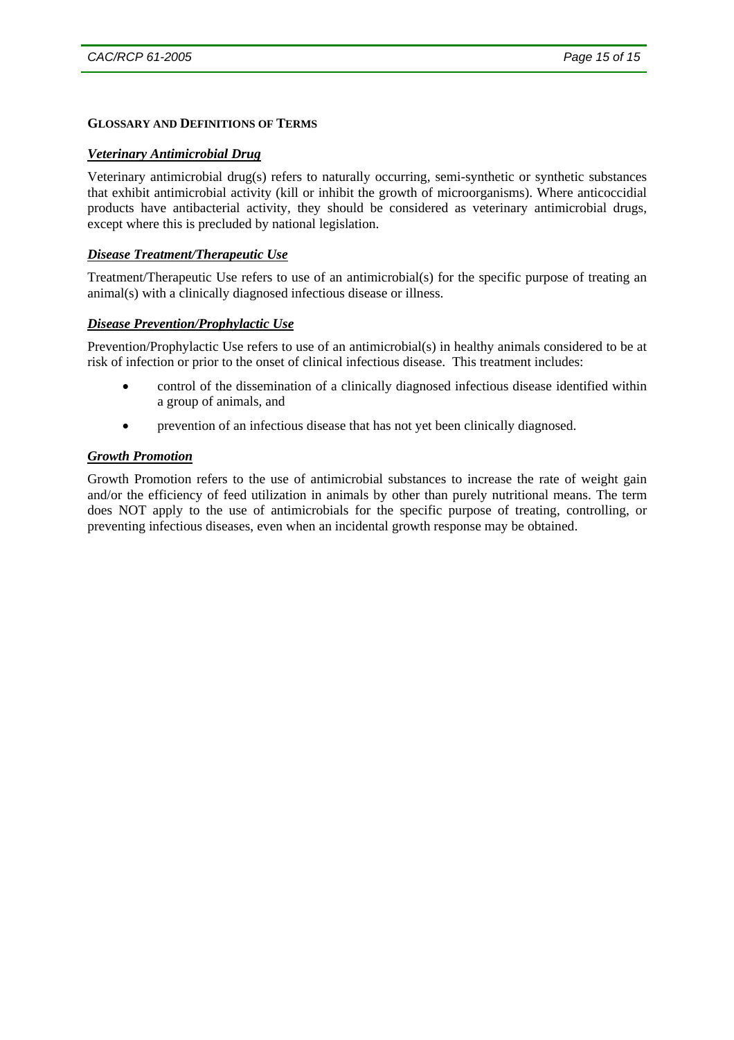## GLOSSARY AND DEFINITIONS OF TERMS

### ***Veterinary Antimicrobial Drug***

Veterinary antimicrobial drug(s) refers to naturally occurring, semi-synthetic or synthetic substances that exhibit antimicrobial activity (kill or inhibit the growth of microorganisms). Where anticoccidial products have antibacterial activity, they should be considered as veterinary antimicrobial drugs, except where this is precluded by national legislation.

### ***Disease Treatment/Therapeutic Use***

Treatment/Therapeutic Use refers to use of an antimicrobial(s) for the specific purpose of treating an animal(s) with a clinically diagnosed infectious disease or illness.

### ***Disease Prevention/Prophylactic Use***

Prevention/Prophylactic Use refers to use of an antimicrobial(s) in healthy animals considered to be at risk of infection or prior to the onset of clinical infectious disease. This treatment includes:

- control of the dissemination of a clinically diagnosed infectious disease identified within a group of animals, and
- prevention of an infectious disease that has not yet been clinically diagnosed.

### ***Growth Promotion***

Growth Promotion refers to the use of antimicrobial substances to increase the rate of weight gain and/or the efficiency of feed utilization in animals by other than purely nutritional means. The term does NOT apply to the use of antimicrobials for the specific purpose of treating, controlling, or preventing infectious diseases, even when an incidental growth response may be obtained.